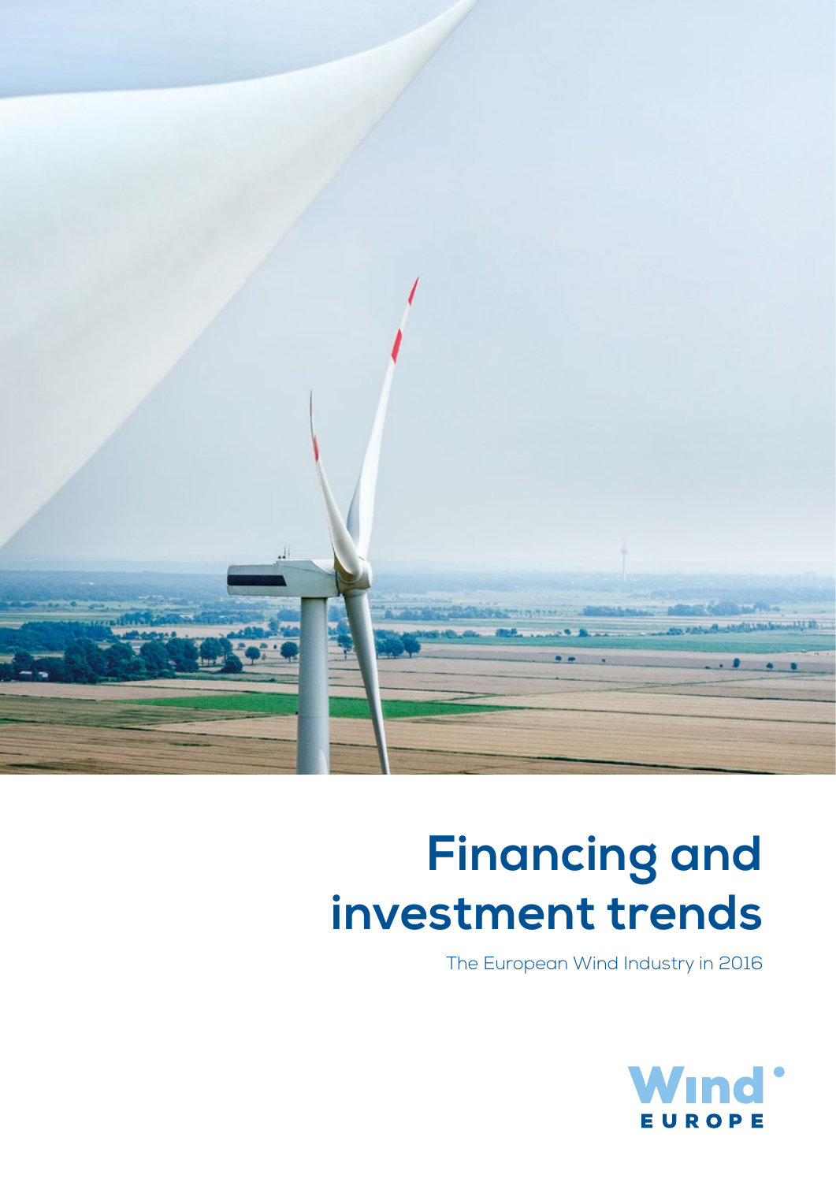# Financing and investment trends

The European Wind Industry in 2016

WindEurope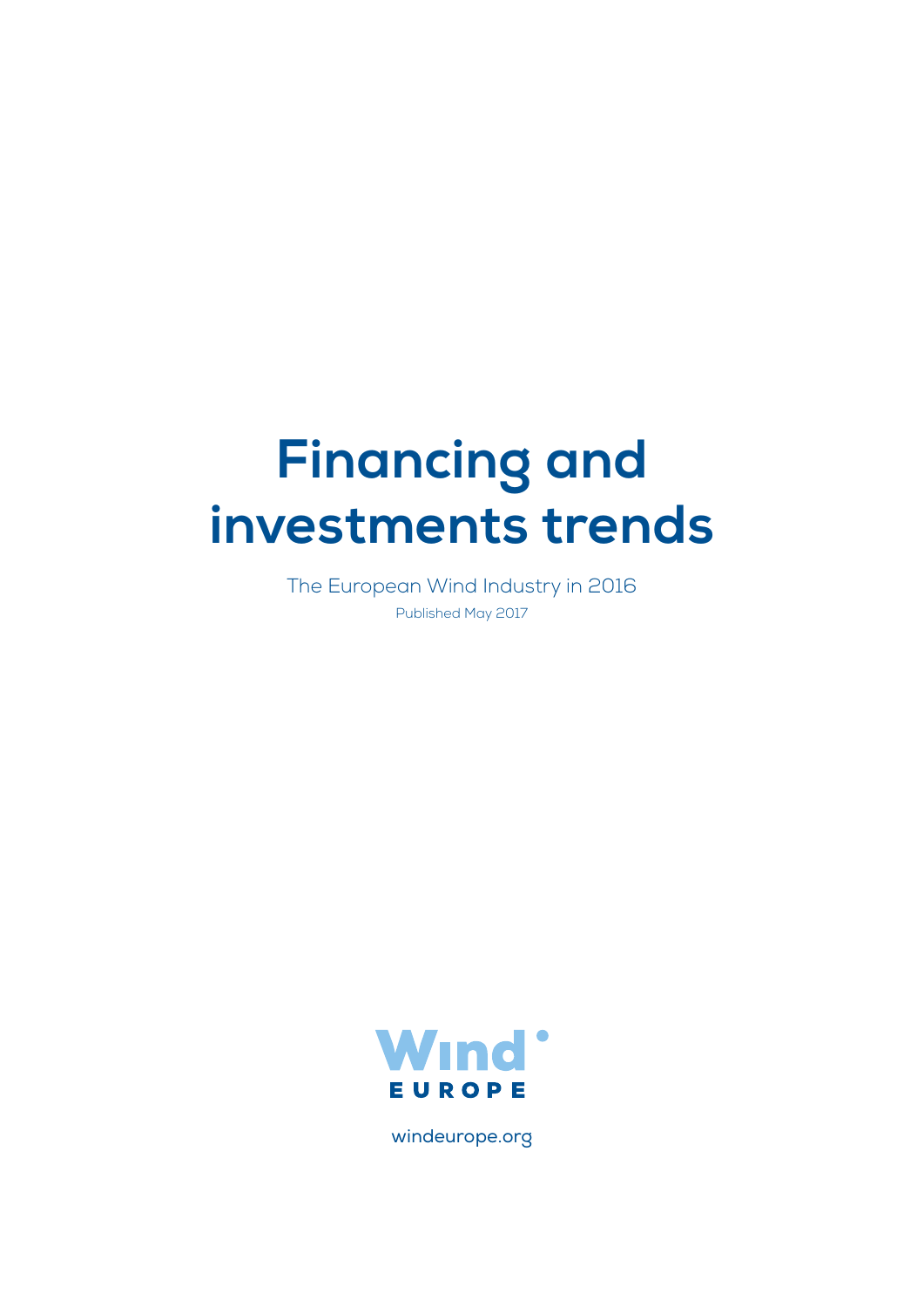# Financing and investments trends

The European Wind Industry in 2016

Published May 2017

Wind EUROPE

windeurope.org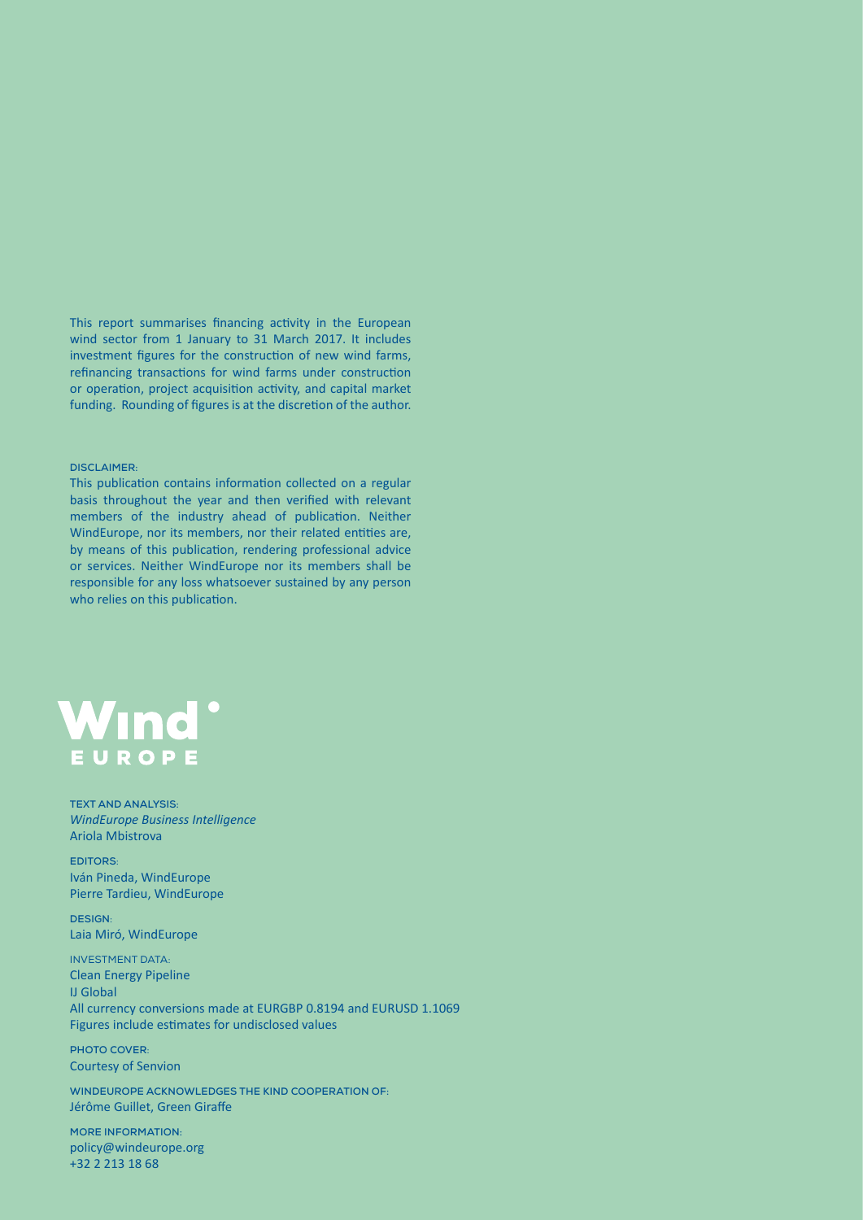This report summarises financing activity in the European wind sector from 1 January to 31 March 2017. It includes investment figures for the construction of new wind farms, refinancing transactions for wind farms under construction or operation, project acquisition activity, and capital market funding. Rounding of figures is at the discretion of the author.

DISCLAIMER:

This publication contains information collected on a regular basis throughout the year and then verified with relevant members of the industry ahead of publication. Neither WindEurope, nor its members, nor their related entities are, by means of this publication, rendering professional advice or services. Neither WindEurope nor its members shall be responsible for any loss whatsoever sustained by any person who relies on this publication.

Wind EUROPE

TEXT AND ANALYSIS:
*WindEurope Business Intelligence*
Ariola Mbistrova

EDITORS:
Iván Pineda, WindEurope
Pierre Tardieu, WindEurope

DESIGN:
Laia Miró, WindEurope

INVESTMENT DATA:
Clean Energy Pipeline
IJ Global
All currency conversions made at EURGBP 0.8194 and EURUSD 1.1069
Figures include estimates for undisclosed values

PHOTO COVER:
Courtesy of Senvion

WINDEUROPE ACKNOWLEDGES THE KIND COOPERATION OF:
Jérôme Guillet, Green Giraffe

MORE INFORMATION:
policy@windeurope.org
+32 2 213 18 68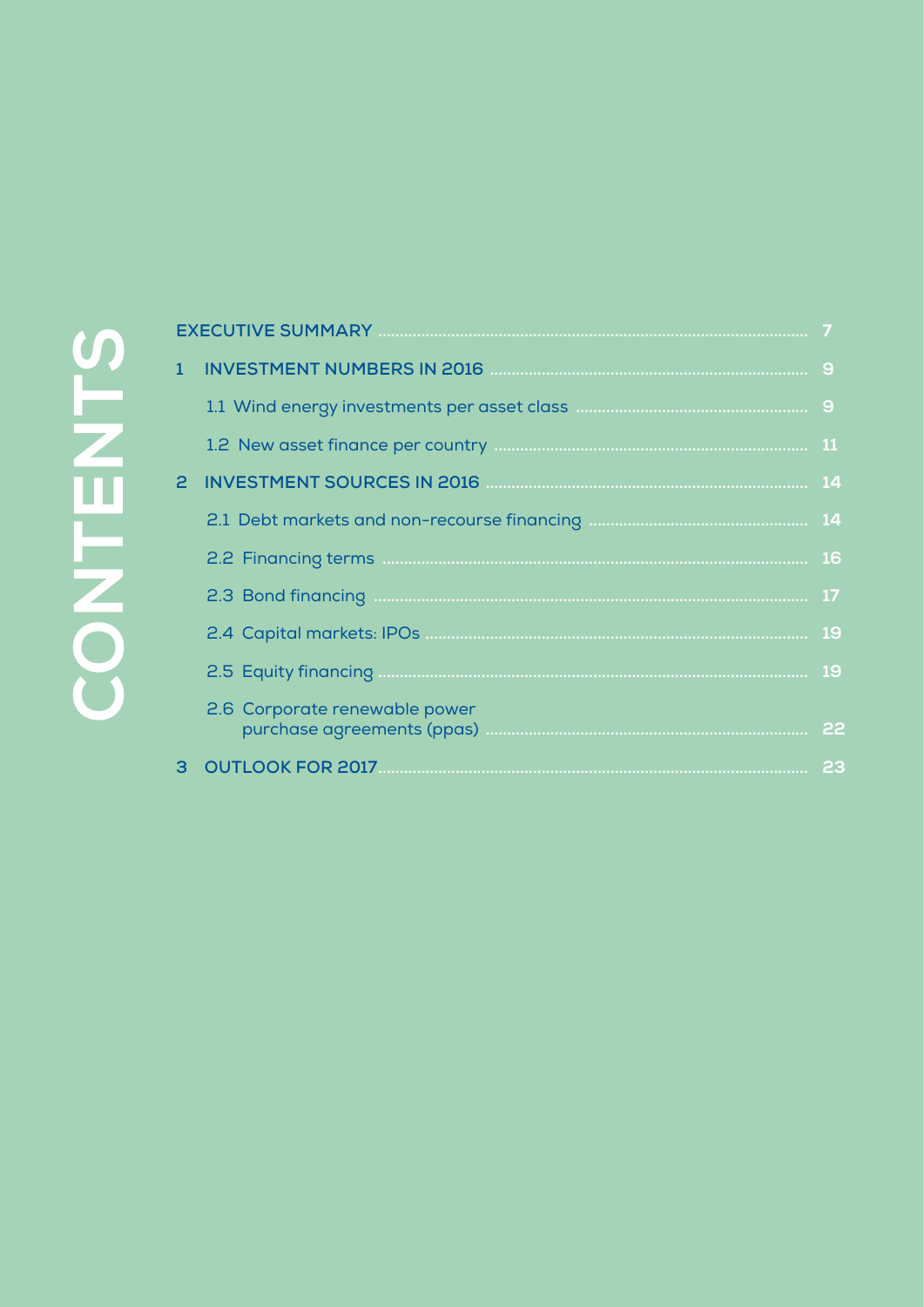# CONTENTS

- EXECUTIVE SUMMARY ........ 7
- 1 INVESTMENT NUMBERS IN 2016 ........ 9
  - 1.1 Wind energy investments per asset class ........ 9
  - 1.2 New asset finance per country ........ 11
- 2 INVESTMENT SOURCES IN 2016 ........ 14
  - 2.1 Debt markets and non-recourse financing ........ 14
  - 2.2 Financing terms ........ 16
  - 2.3 Bond financing ........ 17
  - 2.4 Capital markets: IPOs ........ 19
  - 2.5 Equity financing ........ 19
  - 2.6 Corporate renewable power purchase agreements (ppas) ........ 22
- 3 OUTLOOK FOR 2017 ........ 23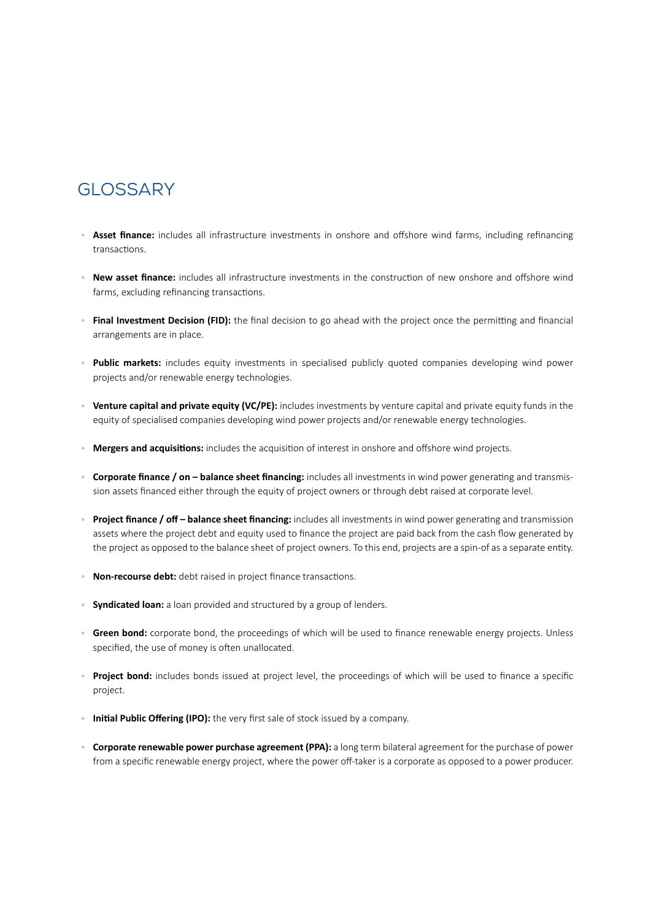# GLOSSARY

- **Asset finance:** includes all infrastructure investments in onshore and offshore wind farms, including refinancing transactions.
- **New asset finance:** includes all infrastructure investments in the construction of new onshore and offshore wind farms, excluding refinancing transactions.
- **Final Investment Decision (FID):** the final decision to go ahead with the project once the permitting and financial arrangements are in place.
- **Public markets:** includes equity investments in specialised publicly quoted companies developing wind power projects and/or renewable energy technologies.
- **Venture capital and private equity (VC/PE):** includes investments by venture capital and private equity funds in the equity of specialised companies developing wind power projects and/or renewable energy technologies.
- **Mergers and acquisitions:** includes the acquisition of interest in onshore and offshore wind projects.
- **Corporate finance / on – balance sheet financing:** includes all investments in wind power generating and transmission assets financed either through the equity of project owners or through debt raised at corporate level.
- **Project finance / off – balance sheet financing:** includes all investments in wind power generating and transmission assets where the project debt and equity used to finance the project are paid back from the cash flow generated by the project as opposed to the balance sheet of project owners. To this end, projects are a spin-of as a separate entity.
- **Non-recourse debt:** debt raised in project finance transactions.
- **Syndicated loan:** a loan provided and structured by a group of lenders.
- **Green bond:** corporate bond, the proceedings of which will be used to finance renewable energy projects. Unless specified, the use of money is often unallocated.
- **Project bond:** includes bonds issued at project level, the proceedings of which will be used to finance a specific project.
- **Initial Public Offering (IPO):** the very first sale of stock issued by a company.
- **Corporate renewable power purchase agreement (PPA):** a long term bilateral agreement for the purchase of power from a specific renewable energy project, where the power off-taker is a corporate as opposed to a power producer.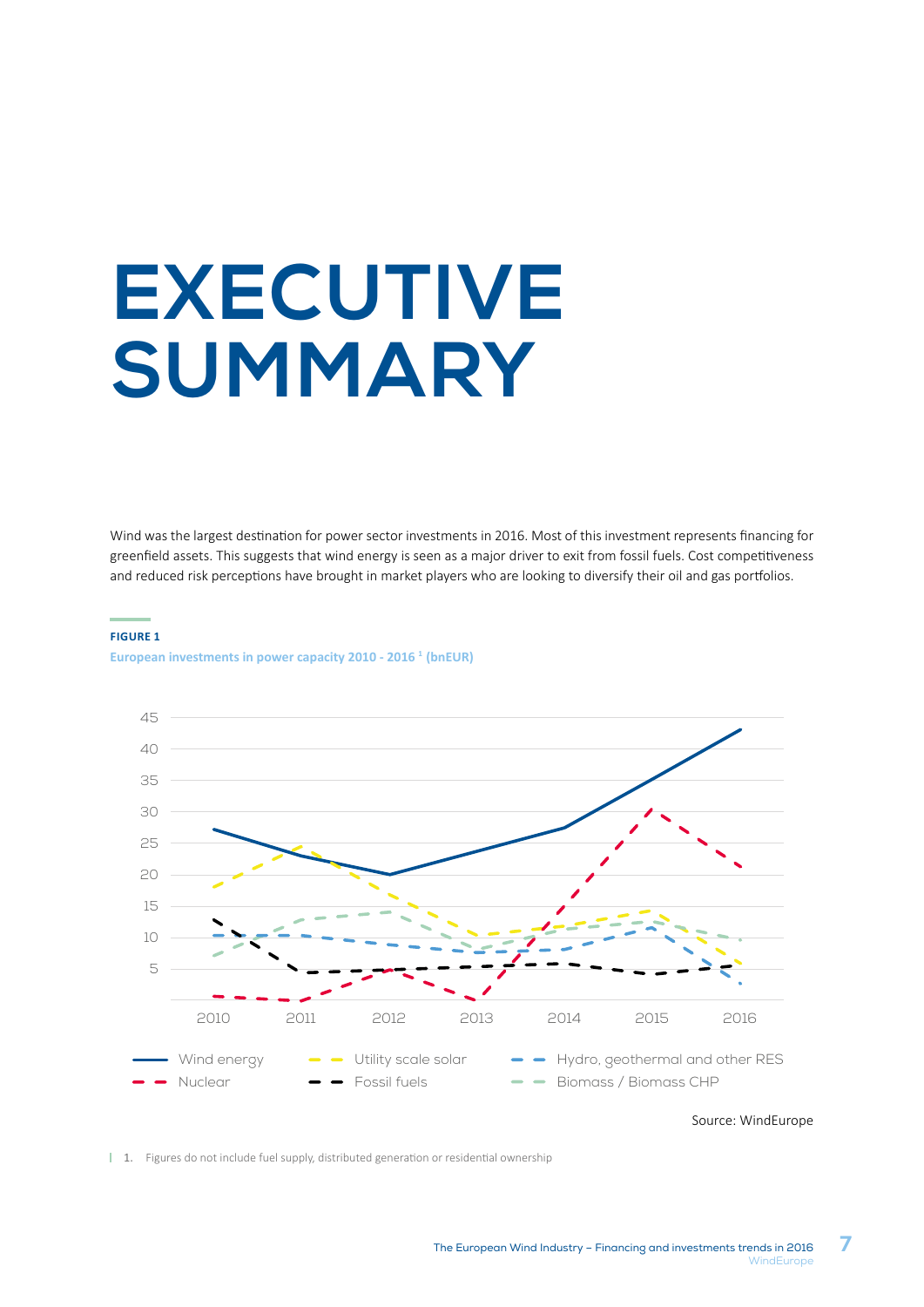# EXECUTIVE SUMMARY

Wind was the largest destination for power sector investments in 2016. Most of this investment represents financing for greenfield assets. This suggests that wind energy is seen as a major driver to exit from fossil fuels. Cost competitiveness and reduced risk perceptions have brought in market players who are looking to diversify their oil and gas portfolios.

**FIGURE 1**

**European investments in power capacity 2010 - 2016 [1] (bnEUR)**

Source: WindEurope

1. Figures do not include fuel supply, distributed generation or residential ownership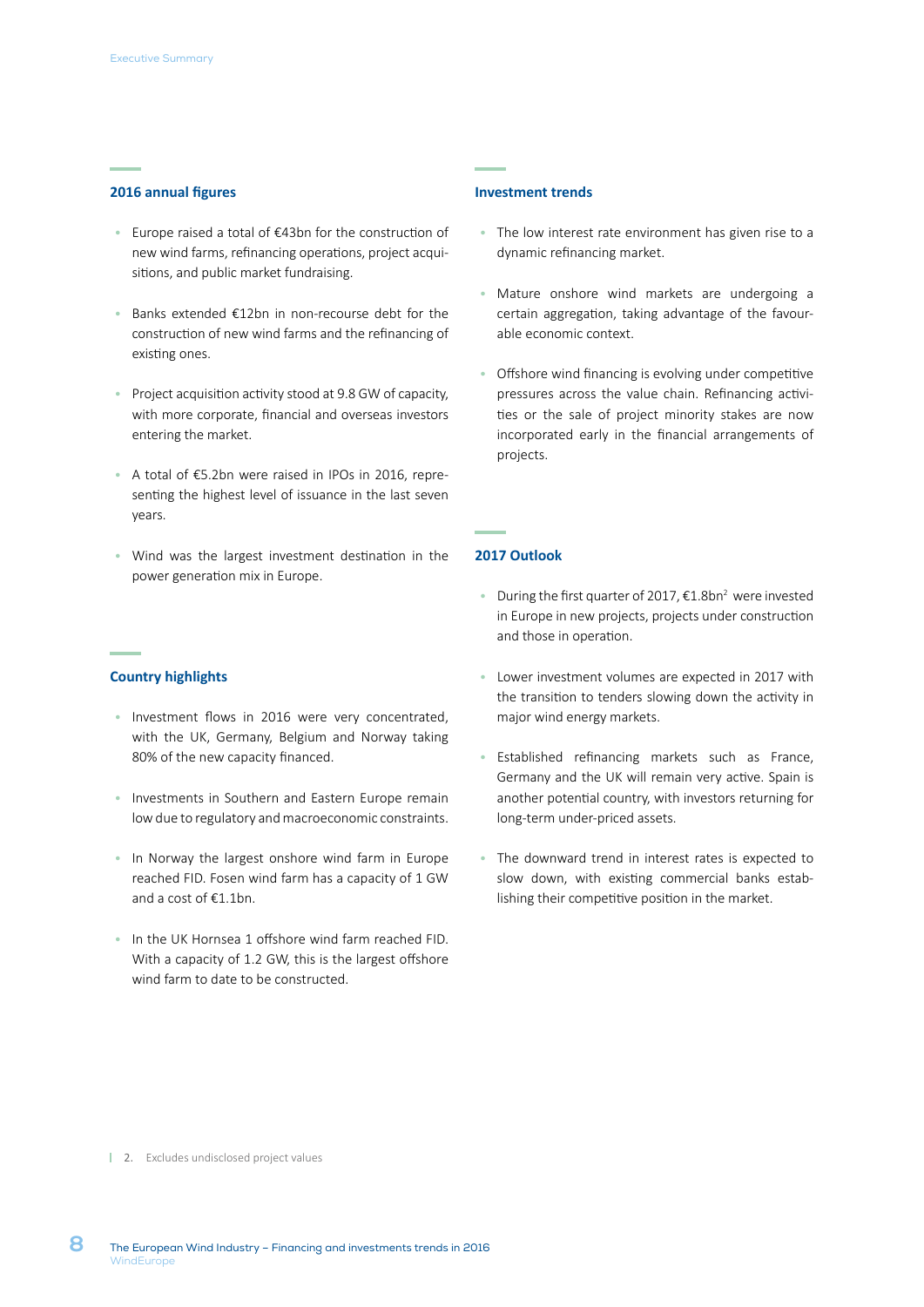## 2016 annual figures

- Europe raised a total of €43bn for the construction of new wind farms, refinancing operations, project acquisitions, and public market fundraising.
- Banks extended €12bn in non-recourse debt for the construction of new wind farms and the refinancing of existing ones.
- Project acquisition activity stood at 9.8 GW of capacity, with more corporate, financial and overseas investors entering the market.
- A total of €5.2bn were raised in IPOs in 2016, representing the highest level of issuance in the last seven years.
- Wind was the largest investment destination in the power generation mix in Europe.

## Country highlights

- Investment flows in 2016 were very concentrated, with the UK, Germany, Belgium and Norway taking 80% of the new capacity financed.
- Investments in Southern and Eastern Europe remain low due to regulatory and macroeconomic constraints.
- In Norway the largest onshore wind farm in Europe reached FID. Fosen wind farm has a capacity of 1 GW and a cost of €1.1bn.
- In the UK Hornsea 1 offshore wind farm reached FID. With a capacity of 1.2 GW, this is the largest offshore wind farm to date to be constructed.

## Investment trends

- The low interest rate environment has given rise to a dynamic refinancing market.
- Mature onshore wind markets are undergoing a certain aggregation, taking advantage of the favourable economic context.
- Offshore wind financing is evolving under competitive pressures across the value chain. Refinancing activities or the sale of project minority stakes are now incorporated early in the financial arrangements of projects.

## 2017 Outlook

- During the first quarter of 2017, €1.8bn[2] were invested in Europe in new projects, projects under construction and those in operation.
- Lower investment volumes are expected in 2017 with the transition to tenders slowing down the activity in major wind energy markets.
- Established refinancing markets such as France, Germany and the UK will remain very active. Spain is another potential country, with investors returning for long-term under-priced assets.
- The downward trend in interest rates is expected to slow down, with existing commercial banks establishing their competitive position in the market.

2. Excludes undisclosed project values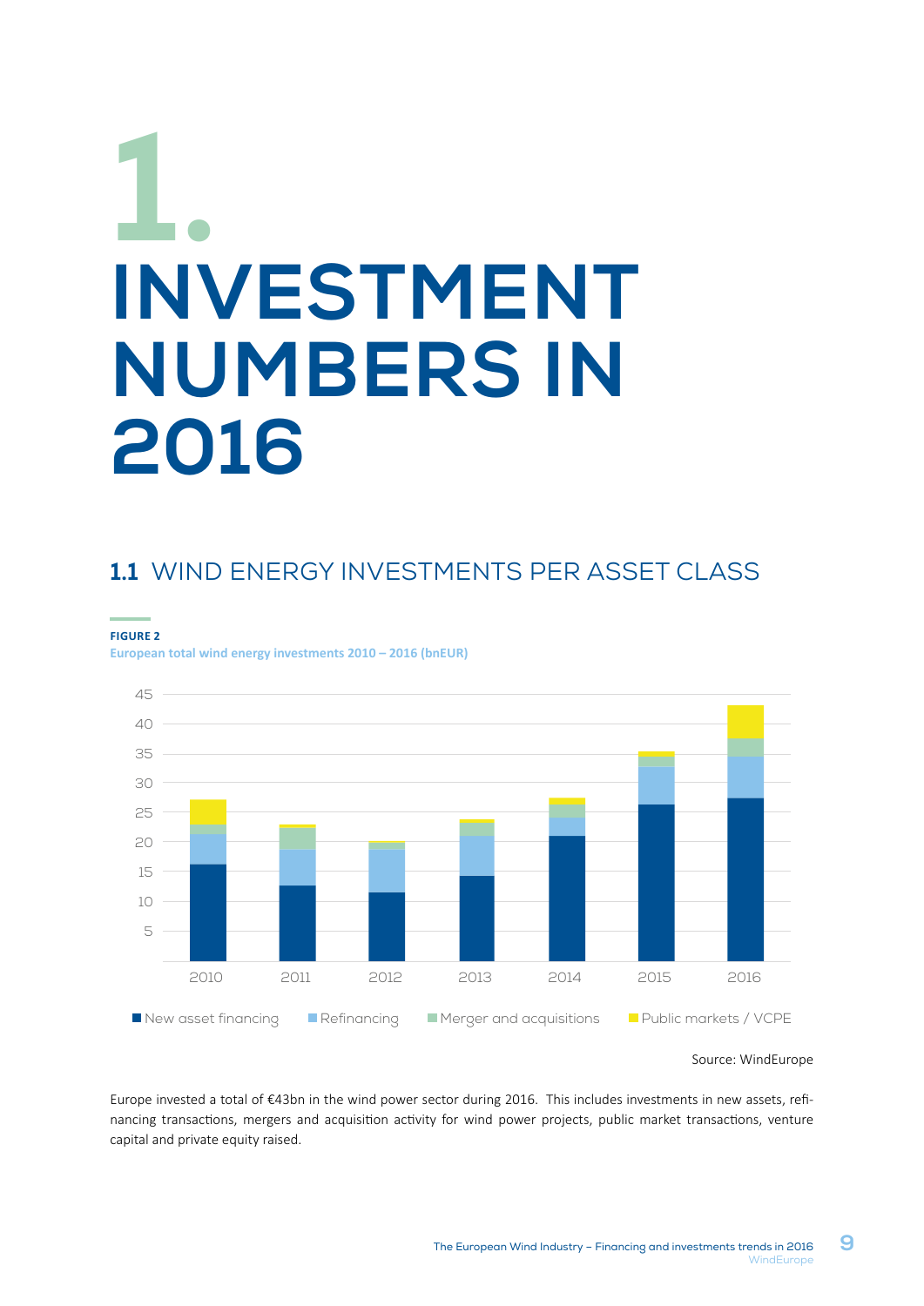# 1. INVESTMENT NUMBERS IN 2016

## 1.1 WIND ENERGY INVESTMENTS PER ASSET CLASS

**FIGURE 2**
**European total wind energy investments 2010 – 2016 (bnEUR)**

Source: WindEurope

Europe invested a total of €43bn in the wind power sector during 2016. This includes investments in new assets, refinancing transactions, mergers and acquisition activity for wind power projects, public market transactions, venture capital and private equity raised.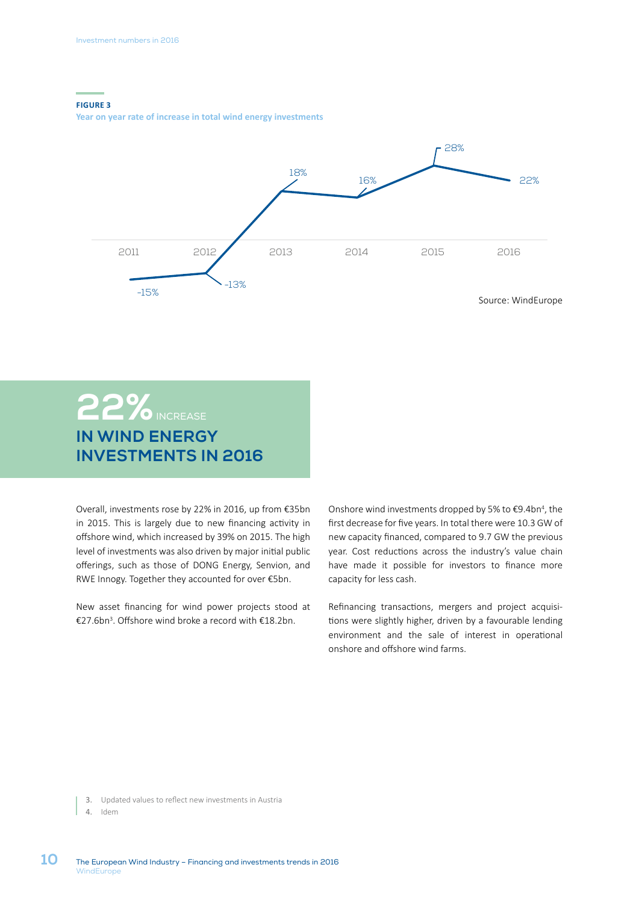**FIGURE 3**

**Year on year rate of increase in total wind energy investments**

| 2011 | 2012 | 2013 | 2014 | 2015 | 2016 |
|---|---|---|---|---|---|
| -15% | -13% | 18% | 16% | 28% | 22% |

Source: WindEurope

## 22% INCREASE IN WIND ENERGY INVESTMENTS IN 2016

Overall, investments rose by 22% in 2016, up from €35bn in 2015. This is largely due to new financing activity in offshore wind, which increased by 39% on 2015. The high level of investments was also driven by major initial public offerings, such as those of DONG Energy, Senvion, and RWE Innogy. Together they accounted for over €5bn.

New asset financing for wind power projects stood at €27.6bn[3]. Offshore wind broke a record with €18.2bn.

Onshore wind investments dropped by 5% to €9.4bn[4], the first decrease for five years. In total there were 10.3 GW of new capacity financed, compared to 9.7 GW the previous year. Cost reductions across the industry's value chain have made it possible for investors to finance more capacity for less cash.

Refinancing transactions, mergers and project acquisitions were slightly higher, driven by a favourable lending environment and the sale of interest in operational onshore and offshore wind farms.

3. Updated values to reflect new investments in Austria
4. Idem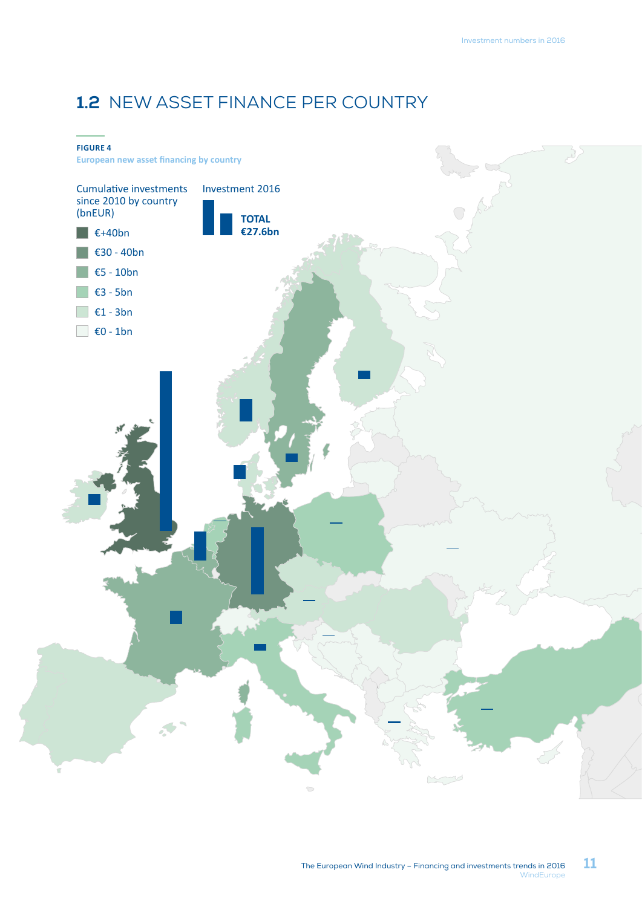## 1.2 NEW ASSET FINANCE PER COUNTRY

**FIGURE 4**
European new asset financing by country

Cumulative investments since 2010 by country (bnEUR)

- €+40bn
- €30 - 40bn
- €5 - 10bn
- €3 - 5bn
- €1 - 3bn
- €0 - 1bn

Investment 2016

**TOTAL €27.6bn**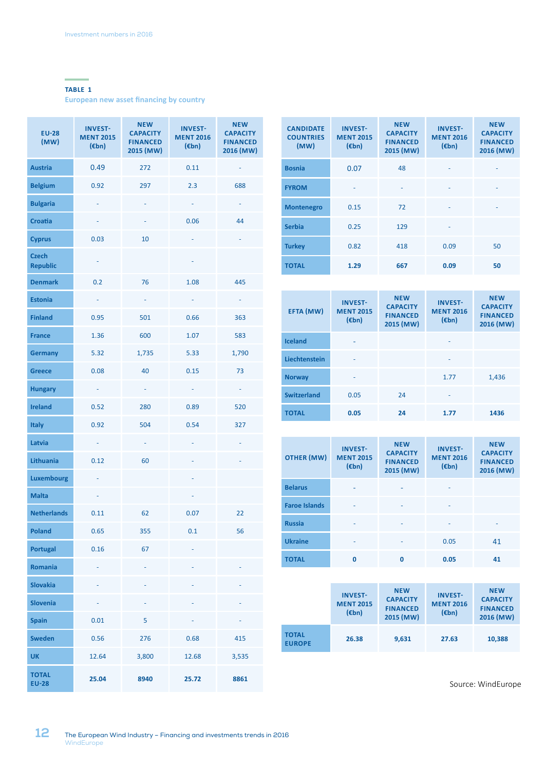**TABLE 1**

**European new asset financing by country**

| EU-28 (MW) | INVEST-MENT 2015 (€bn) | NEW CAPACITY FINANCED 2015 (MW) | INVEST-MENT 2016 (€bn) | NEW CAPACITY FINANCED 2016 (MW) |
|---|---|---|---|---|
| Austria | 0.49 | 272 | 0.11 | - |
| Belgium | 0.92 | 297 | 2.3 | 688 |
| Bulgaria | - | - | - | - |
| Croatia | - | - | 0.06 | 44 |
| Cyprus | 0.03 | 10 | - | - |
| Czech Republic | - | | - | |
| Denmark | 0.2 | 76 | 1.08 | 445 |
| Estonia | - | - | - | - |
| Finland | 0.95 | 501 | 0.66 | 363 |
| France | 1.36 | 600 | 1.07 | 583 |
| Germany | 5.32 | 1,735 | 5.33 | 1,790 |
| Greece | 0.08 | 40 | 0.15 | 73 |
| Hungary | - | - | - | - |
| Ireland | 0.52 | 280 | 0.89 | 520 |
| Italy | 0.92 | 504 | 0.54 | 327 |
| Latvia | - | - | - | - |
| Lithuania | 0.12 | 60 | - | - |
| Luxembourg | - | | - | |
| Malta | - | | - | |
| Netherlands | 0.11 | 62 | 0.07 | 22 |
| Poland | 0.65 | 355 | 0.1 | 56 |
| Portugal | 0.16 | 67 | - | |
| Romania | - | - | - | - |
| Slovakia | - | - | - | - |
| Slovenia | - | - | - | - |
| Spain | 0.01 | 5 | - | - |
| Sweden | 0.56 | 276 | 0.68 | 415 |
| UK | 12.64 | 3,800 | 12.68 | 3,535 |
| **TOTAL EU-28** | **25.04** | **8940** | **25.72** | **8861** |

| CANDIDATE COUNTRIES (MW) | INVEST-MENT 2015 (€bn) | NEW CAPACITY FINANCED 2015 (MW) | INVEST-MENT 2016 (€bn) | NEW CAPACITY FINANCED 2016 (MW) |
|---|---|---|---|---|
| Bosnia | 0.07 | 48 | - | - |
| FYROM | - | - | - | - |
| Montenegro | 0.15 | 72 | - | - |
| Serbia | 0.25 | 129 | - | |
| Turkey | 0.82 | 418 | 0.09 | 50 |
| **TOTAL** | **1.29** | **667** | **0.09** | **50** |

| EFTA (MW) | INVEST-MENT 2015 (€bn) | NEW CAPACITY FINANCED 2015 (MW) | INVEST-MENT 2016 (€bn) | NEW CAPACITY FINANCED 2016 (MW) |
|---|---|---|---|---|
| Iceland | - | | - | |
| Liechtenstein | - | | - | |
| Norway | - | | 1.77 | 1,436 |
| Switzerland | 0.05 | 24 | - | |
| **TOTAL** | **0.05** | **24** | **1.77** | **1436** |

| OTHER (MW) | INVEST-MENT 2015 (€bn) | NEW CAPACITY FINANCED 2015 (MW) | INVEST-MENT 2016 (€bn) | NEW CAPACITY FINANCED 2016 (MW) |
|---|---|---|---|---|
| Belarus | - | - | - | |
| Faroe Islands | - | - | - | |
| Russia | - | - | - | - |
| Ukraine | - | - | 0.05 | 41 |
| **TOTAL** | **0** | **0** | **0.05** | **41** |

| | INVEST-MENT 2015 (€bn) | NEW CAPACITY FINANCED 2015 (MW) | INVEST-MENT 2016 (€bn) | NEW CAPACITY FINANCED 2016 (MW) |
|---|---|---|---|---|
| **TOTAL EUROPE** | **26.38** | **9,631** | **27.63** | **10,388** |

Source: WindEurope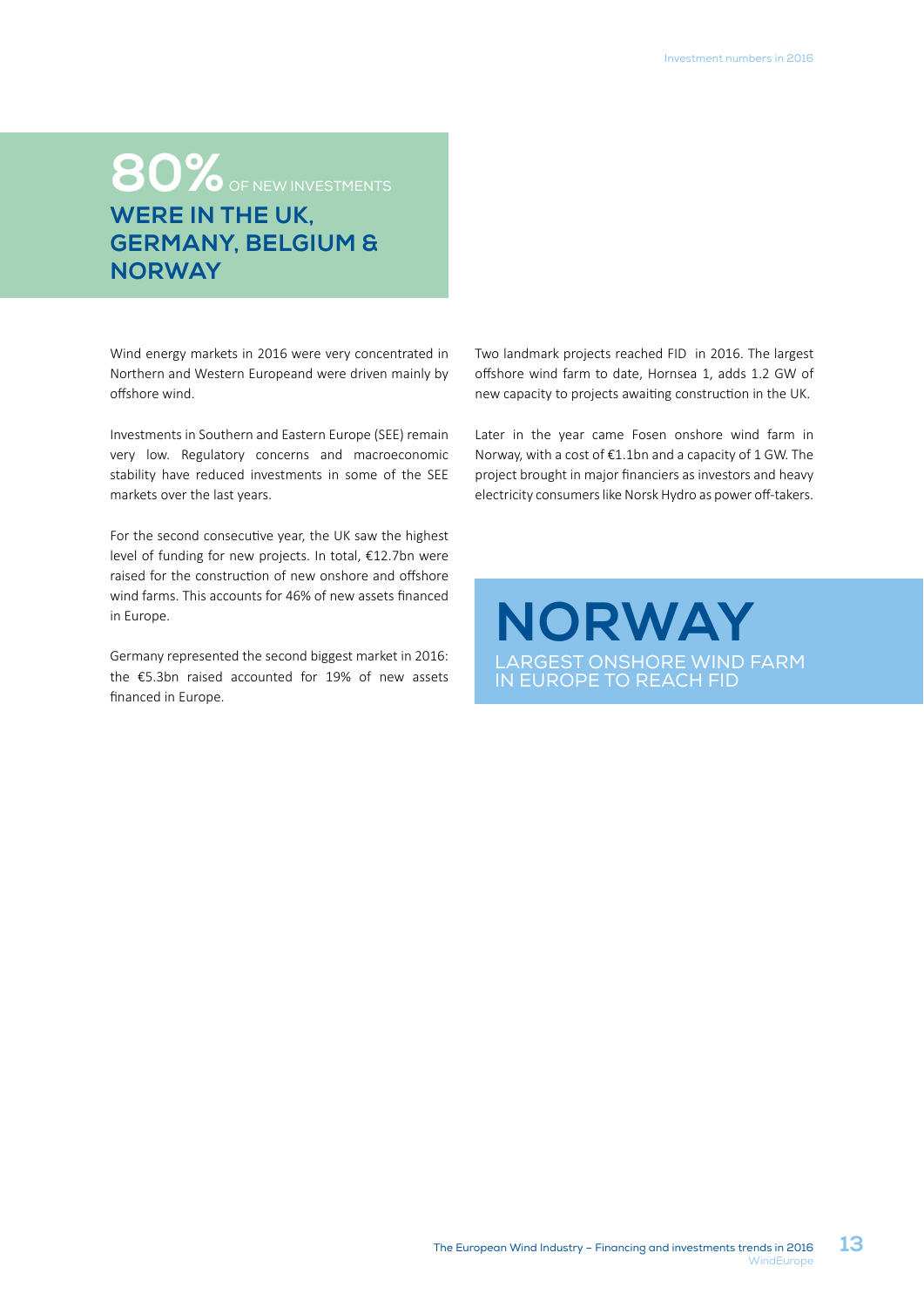## 80% OF NEW INVESTMENTS WERE IN THE UK, GERMANY, BELGIUM & NORWAY

Wind energy markets in 2016 were very concentrated in Northern and Western Europeand were driven mainly by offshore wind.

Investments in Southern and Eastern Europe (SEE) remain very low. Regulatory concerns and macroeconomic stability have reduced investments in some of the SEE markets over the last years.

For the second consecutive year, the UK saw the highest level of funding for new projects. In total, €12.7bn were raised for the construction of new onshore and offshore wind farms. This accounts for 46% of new assets financed in Europe.

Germany represented the second biggest market in 2016: the €5.3bn raised accounted for 19% of new assets financed in Europe.

Two landmark projects reached FID in 2016. The largest offshore wind farm to date, Hornsea 1, adds 1.2 GW of new capacity to projects awaiting construction in the UK.

Later in the year came Fosen onshore wind farm in Norway, with a cost of €1.1bn and a capacity of 1 GW. The project brought in major financiers as investors and heavy electricity consumers like Norsk Hydro as power off-takers.

## NORWAY

LARGEST ONSHORE WIND FARM IN EUROPE TO REACH FID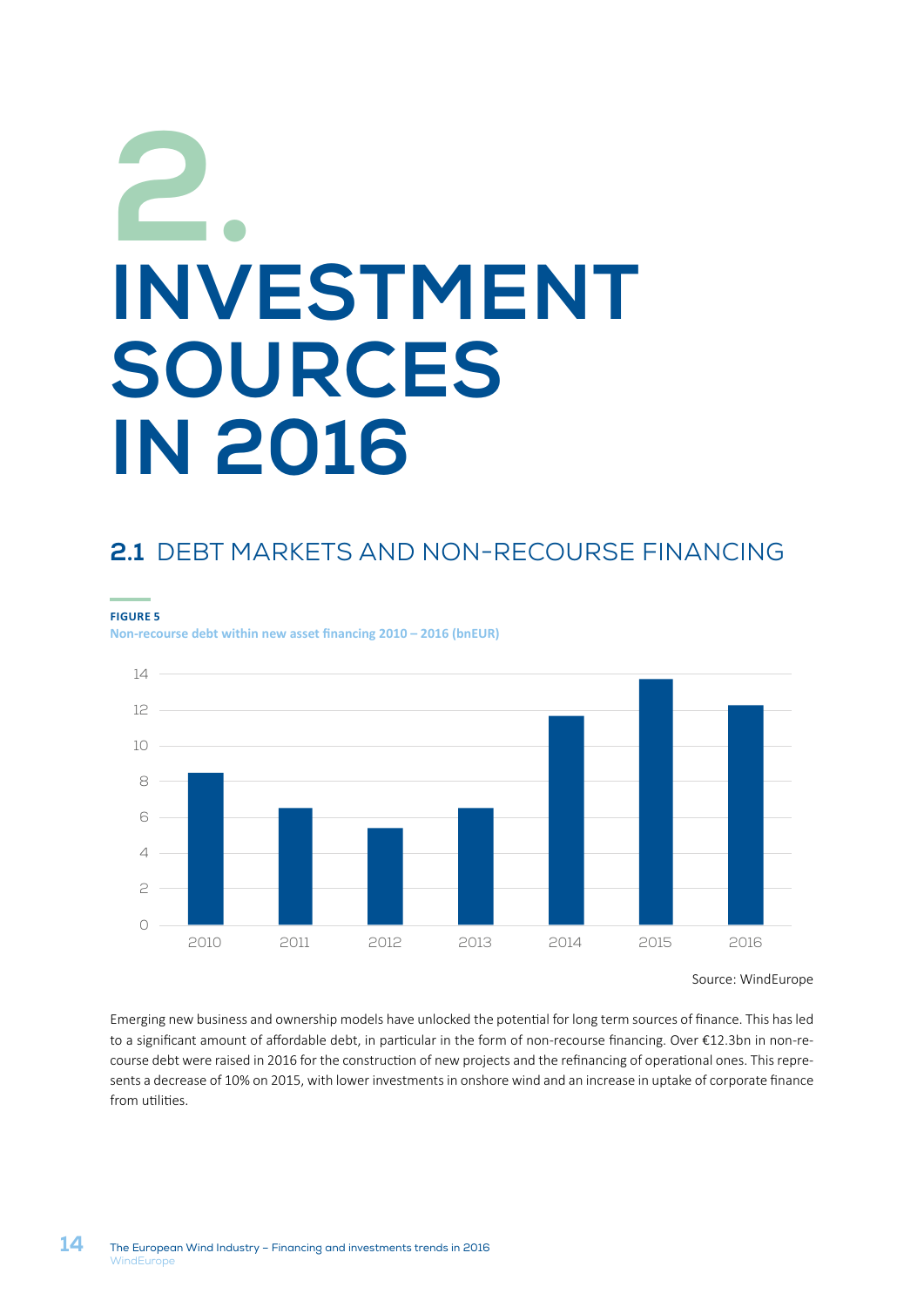# 2. INVESTMENT SOURCES IN 2016

## 2.1 DEBT MARKETS AND NON-RECOURSE FINANCING

**FIGURE 5**
**Non-recourse debt within new asset financing 2010 – 2016 (bnEUR)**

Source: WindEurope

Emerging new business and ownership models have unlocked the potential for long term sources of finance. This has led to a significant amount of affordable debt, in particular in the form of non-recourse financing. Over €12.3bn in non-recourse debt were raised in 2016 for the construction of new projects and the refinancing of operational ones. This represents a decrease of 10% on 2015, with lower investments in onshore wind and an increase in uptake of corporate finance from utilities.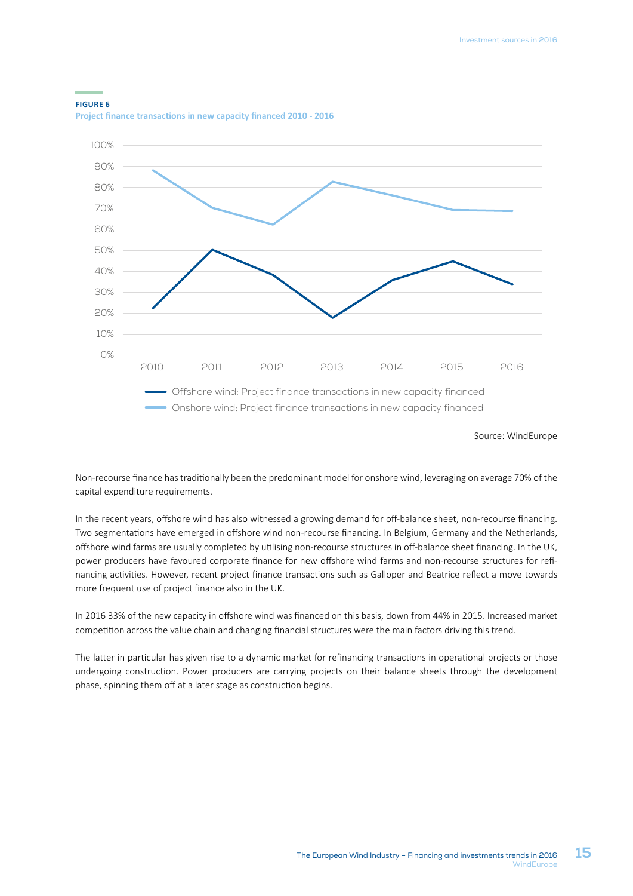**FIGURE 6**

**Project finance transactions in new capacity financed 2010 - 2016**

Source: WindEurope

Non-recourse finance has traditionally been the predominant model for onshore wind, leveraging on average 70% of the capital expenditure requirements.

In the recent years, offshore wind has also witnessed a growing demand for off-balance sheet, non-recourse financing. Two segmentations have emerged in offshore wind non-recourse financing. In Belgium, Germany and the Netherlands, offshore wind farms are usually completed by utilising non-recourse structures in off-balance sheet financing. In the UK, power producers have favoured corporate finance for new offshore wind farms and non-recourse structures for refinancing activities. However, recent project finance transactions such as Galloper and Beatrice reflect a move towards more frequent use of project finance also in the UK.

In 2016 33% of the new capacity in offshore wind was financed on this basis, down from 44% in 2015. Increased market competition across the value chain and changing financial structures were the main factors driving this trend.

The latter in particular has given rise to a dynamic market for refinancing transactions in operational projects or those undergoing construction. Power producers are carrying projects on their balance sheets through the development phase, spinning them off at a later stage as construction begins.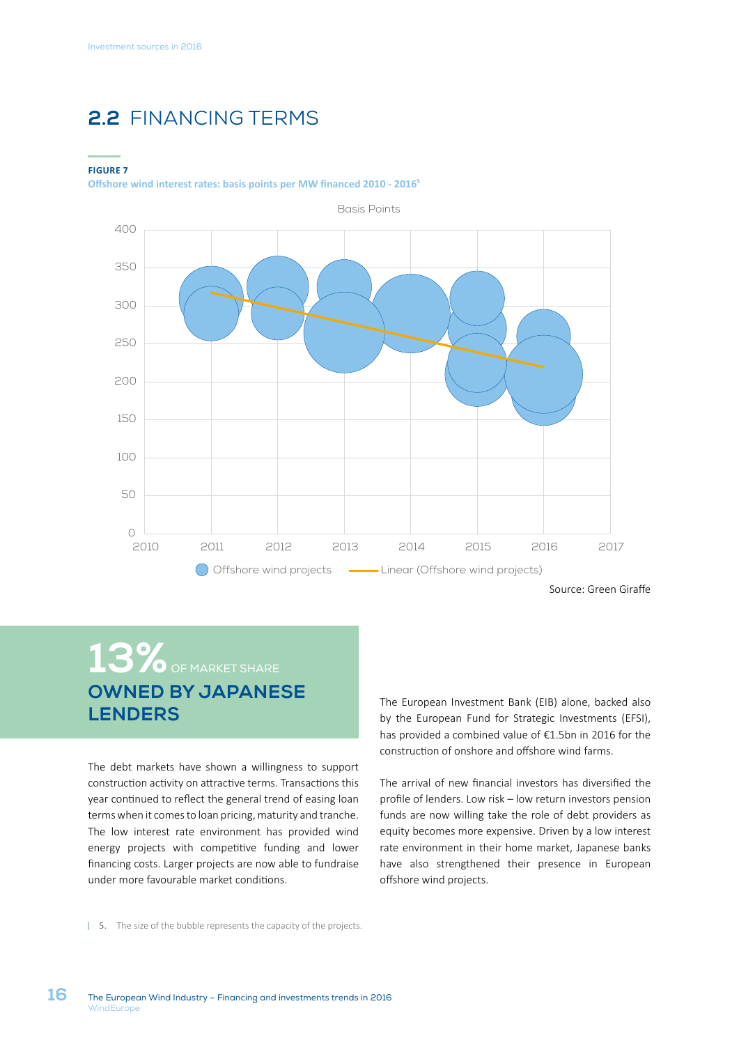## 2.2 FINANCING TERMS

**FIGURE 7**

**Offshore wind interest rates: basis points per MW financed 2010 - 2016**[5]

Source: Green Giraffe

**13%** OF MARKET SHARE
**OWNED BY JAPANESE LENDERS**

The debt markets have shown a willingness to support construction activity on attractive terms. Transactions this year continued to reflect the general trend of easing loan terms when it comes to loan pricing, maturity and tranche. The low interest rate environment has provided wind energy projects with competitive funding and lower financing costs. Larger projects are now able to fundraise under more favourable market conditions.

The European Investment Bank (EIB) alone, backed also by the European Fund for Strategic Investments (EFSI), has provided a combined value of €1.5bn in 2016 for the construction of onshore and offshore wind farms.

The arrival of new financial investors has diversified the profile of lenders. Low risk – low return investors pension funds are now willing take the role of debt providers as equity becomes more expensive. Driven by a low interest rate environment in their home market, Japanese banks have also strengthened their presence in European offshore wind projects.

5. The size of the bubble represents the capacity of the projects.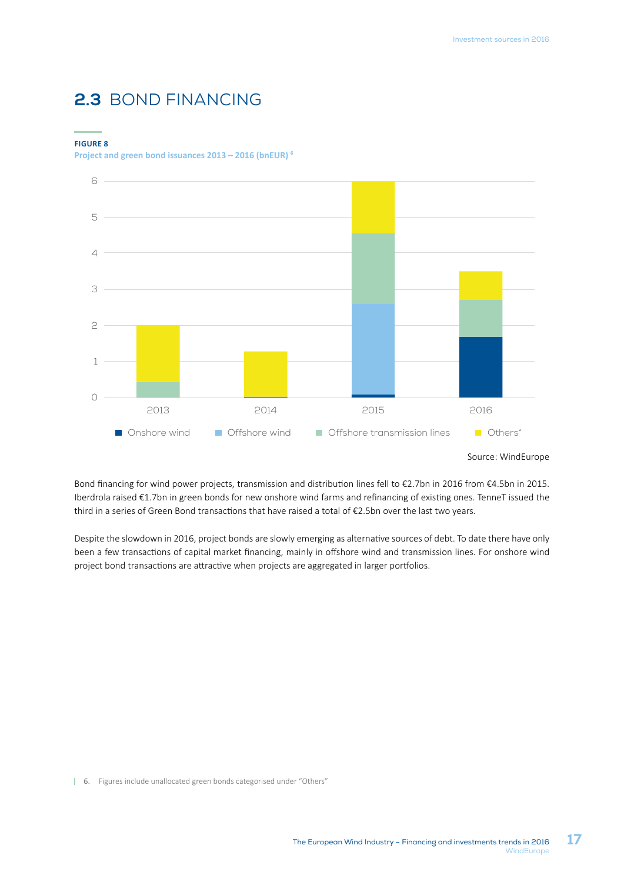## 2.3 BOND FINANCING

**FIGURE 8**

**Project and green bond issuances 2013 – 2016 (bnEUR)** [6]

Source: WindEurope

Bond financing for wind power projects, transmission and distribution lines fell to €2.7bn in 2016 from €4.5bn in 2015. Iberdrola raised €1.7bn in green bonds for new onshore wind farms and refinancing of existing ones. TenneT issued the third in a series of Green Bond transactions that have raised a total of €2.5bn over the last two years.

Despite the slowdown in 2016, project bonds are slowly emerging as alternative sources of debt. To date there have only been a few transactions of capital market financing, mainly in offshore wind and transmission lines. For onshore wind project bond transactions are attractive when projects are aggregated in larger portfolios.

6. Figures include unallocated green bonds categorised under "Others"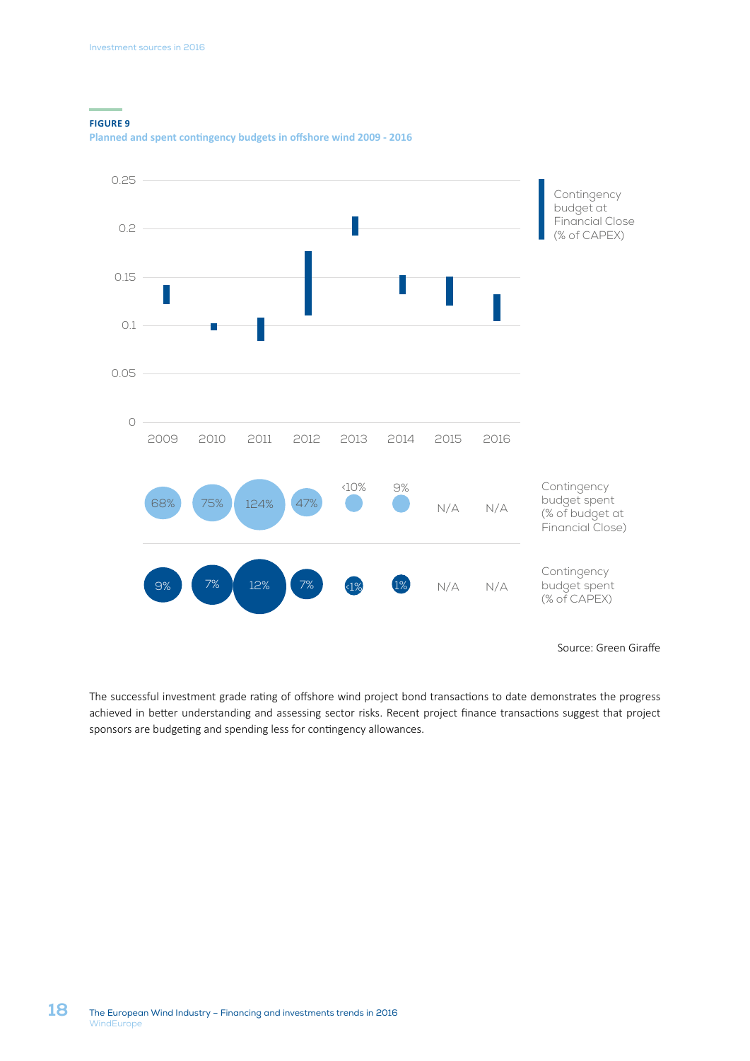**FIGURE 9**
**Planned and spent contingency budgets in offshore wind 2009 - 2016**

| | 2009 | 2010 | 2011 | 2012 | 2013 | 2014 | 2015 | 2016 |
|---|---|---|---|---|---|---|---|---|
| Contingency budget spent (% of budget at Financial Close) | 68% | 75% | 124% | 47% | <10% | 9% | N/A | N/A |
| Contingency budget spent (% of CAPEX) | 9% | 7% | 12% | 7% | <1% | 1% | N/A | N/A |

Source: Green Giraffe

The successful investment grade rating of offshore wind project bond transactions to date demonstrates the progress achieved in better understanding and assessing sector risks. Recent project finance transactions suggest that project sponsors are budgeting and spending less for contingency allowances.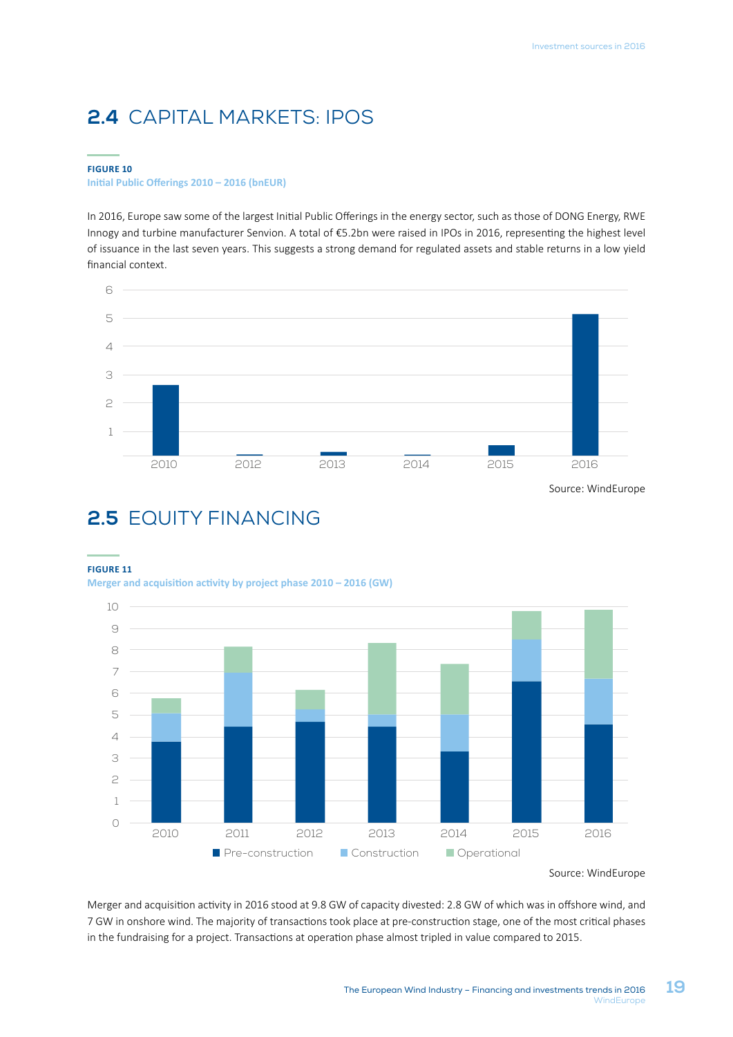## 2.4 CAPITAL MARKETS: IPOS

**FIGURE 10**
**Initial Public Offerings 2010 – 2016 (bnEUR)**

In 2016, Europe saw some of the largest Initial Public Offerings in the energy sector, such as those of DONG Energy, RWE Innogy and turbine manufacturer Senvion. A total of €5.2bn were raised in IPOs in 2016, representing the highest level of issuance in the last seven years. This suggests a strong demand for regulated assets and stable returns in a low yield financial context.

Source: WindEurope

## 2.5 EQUITY FINANCING

**FIGURE 11**
**Merger and acquisition activity by project phase 2010 – 2016 (GW)**

Source: WindEurope

Merger and acquisition activity in 2016 stood at 9.8 GW of capacity divested: 2.8 GW of which was in offshore wind, and 7 GW in onshore wind. The majority of transactions took place at pre-construction stage, one of the most critical phases in the fundraising for a project. Transactions at operation phase almost tripled in value compared to 2015.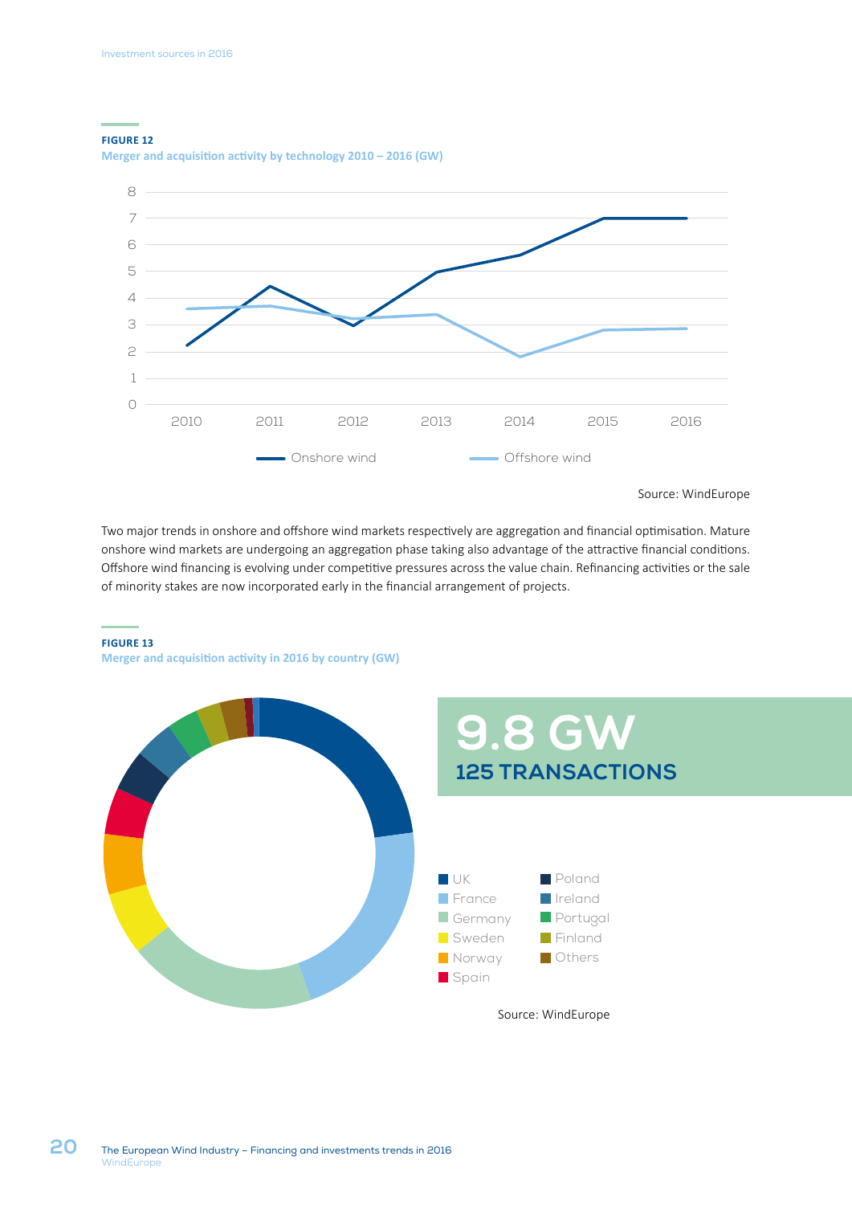**FIGURE 12**
**Merger and acquisition activity by technology 2010 – 2016 (GW)**

Onshore wind — Offshore wind

Source: WindEurope

Two major trends in onshore and offshore wind markets respectively are aggregation and financial optimisation. Mature onshore wind markets are undergoing an aggregation phase taking also advantage of the attractive financial conditions. Offshore wind financing is evolving under competitive pressures across the value chain. Refinancing activities or the sale of minority stakes are now incorporated early in the financial arrangement of projects.

**FIGURE 13**
**Merger and acquisition activity in 2016 by country (GW)**

**9.8 GW**
**125 TRANSACTIONS**

UK, France, Germany, Sweden, Norway, Spain, Poland, Ireland, Portugal, Finland, Others

Source: WindEurope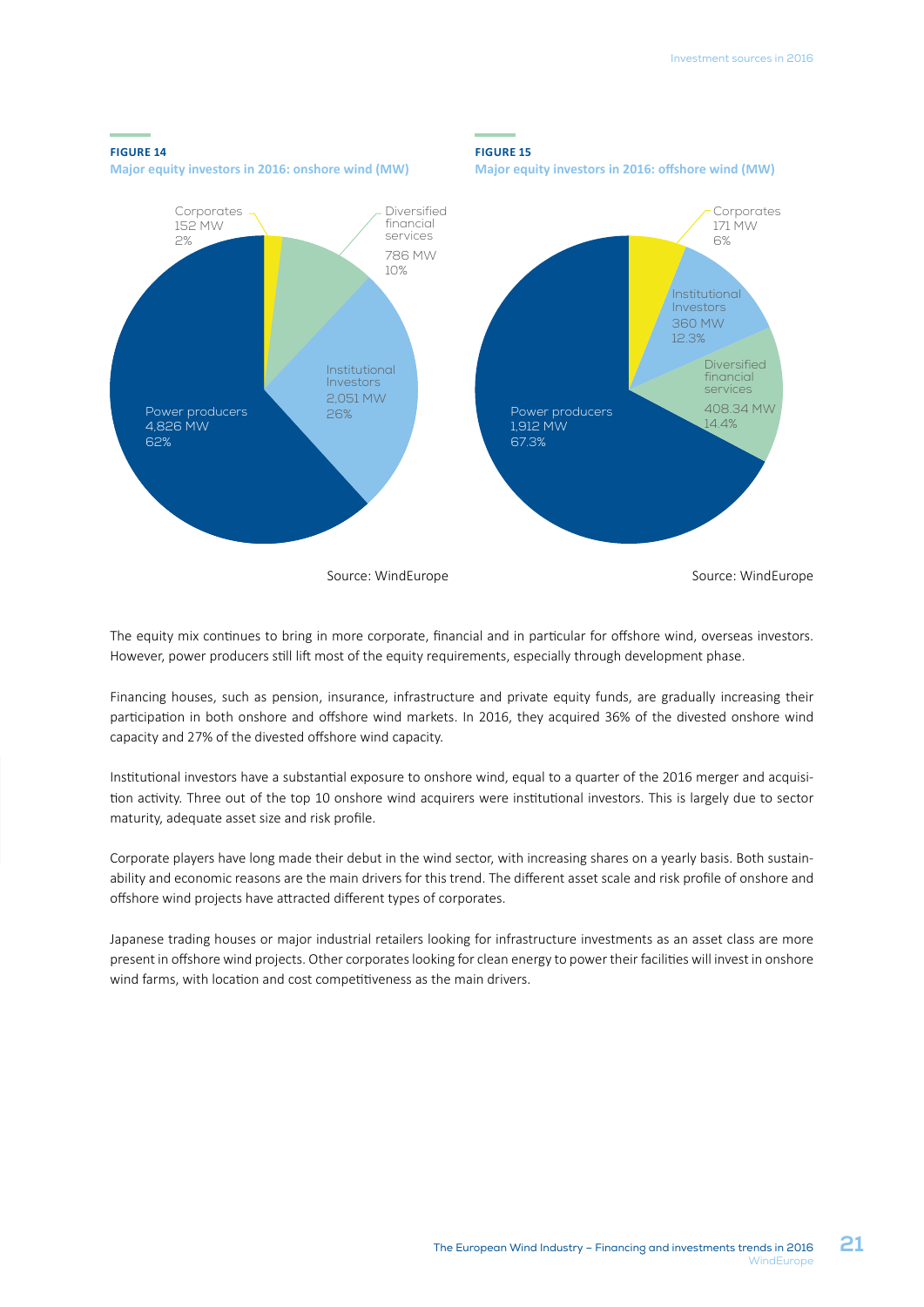**FIGURE 14**
**Major equity investors in 2016: onshore wind (MW)**

| Investor type | MW | Share |
|---|---|---|
| Corporates | 152 MW | 2% |
| Diversified financial services | 786 MW | 10% |
| Institutional Investors | 2,051 MW | 26% |
| Power producers | 4,826 MW | 62% |

Source: WindEurope

**FIGURE 15**
**Major equity investors in 2016: offshore wind (MW)**

| Investor type | MW | Share |
|---|---|---|
| Corporates | 171 MW | 6% |
| Institutional Investors | 360 MW | 12.3% |
| Diversified financial services | 408.34 MW | 14.4% |
| Power producers | 1,912 MW | 67.3% |

Source: WindEurope

The equity mix continues to bring in more corporate, financial and in particular for offshore wind, overseas investors. However, power producers still lift most of the equity requirements, especially through development phase.

Financing houses, such as pension, insurance, infrastructure and private equity funds, are gradually increasing their participation in both onshore and offshore wind markets. In 2016, they acquired 36% of the divested onshore wind capacity and 27% of the divested offshore wind capacity.

Institutional investors have a substantial exposure to onshore wind, equal to a quarter of the 2016 merger and acquisition activity. Three out of the top 10 onshore wind acquirers were institutional investors. This is largely due to sector maturity, adequate asset size and risk profile.

Corporate players have long made their debut in the wind sector, with increasing shares on a yearly basis. Both sustainability and economic reasons are the main drivers for this trend. The different asset scale and risk profile of onshore and offshore wind projects have attracted different types of corporates.

Japanese trading houses or major industrial retailers looking for infrastructure investments as an asset class are more present in offshore wind projects. Other corporates looking for clean energy to power their facilities will invest in onshore wind farms, with location and cost competitiveness as the main drivers.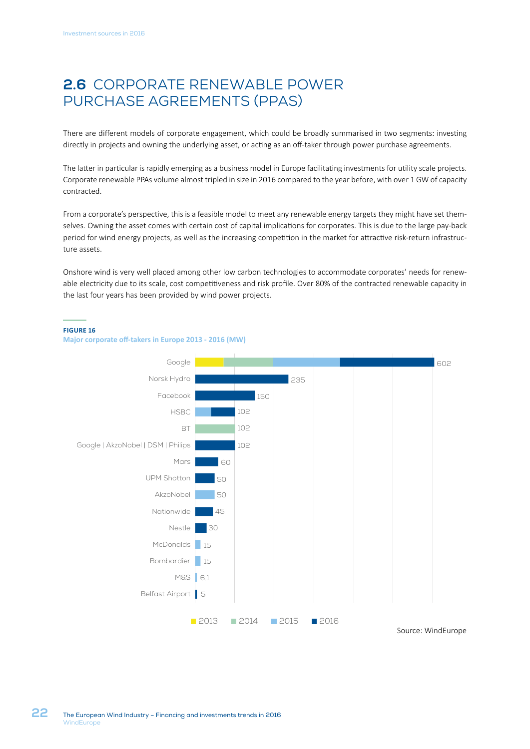## 2.6 CORPORATE RENEWABLE POWER PURCHASE AGREEMENTS (PPAS)

There are different models of corporate engagement, which could be broadly summarised in two segments: investing directly in projects and owning the underlying asset, or acting as an off-taker through power purchase agreements.

The latter in particular is rapidly emerging as a business model in Europe facilitating investments for utility scale projects. Corporate renewable PPAs volume almost tripled in size in 2016 compared to the year before, with over 1 GW of capacity contracted.

From a corporate's perspective, this is a feasible model to meet any renewable energy targets they might have set themselves. Owning the asset comes with certain cost of capital implications for corporates. This is due to the large pay-back period for wind energy projects, as well as the increasing competition in the market for attractive risk-return infrastructure assets.

Onshore wind is very well placed among other low carbon technologies to accommodate corporates' needs for renewable electricity due to its scale, cost competitiveness and risk profile. Over 80% of the contracted renewable capacity in the last four years has been provided by wind power projects.

**FIGURE 16**
**Major corporate off-takers in Europe 2013 - 2016 (MW)**

| Off-taker | Total (MW) |
|---|---|
| Google | 602 |
| Norsk Hydro | 235 |
| Facebook | 150 |
| HSBC | 102 |
| BT | 102 |
| Google \| AkzoNobel \| DSM \| Philips | 102 |
| Mars | 60 |
| UPM Shotton | 50 |
| AkzoNobel | 50 |
| Nationwide | 45 |
| Nestle | 30 |
| McDonalds | 15 |
| Bombardier | 15 |
| M&S | 6.1 |
| Belfast Airport | 5 |

Legend: 2013, 2014, 2015, 2016

Source: WindEurope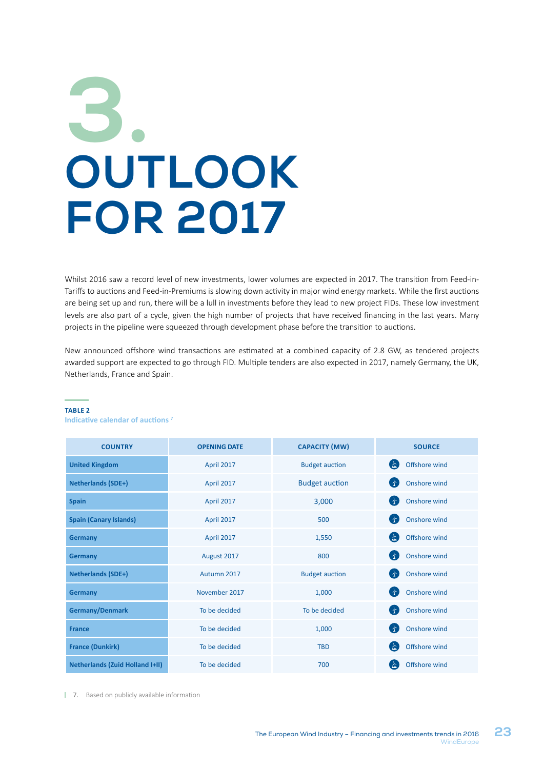# 3. OUTLOOK FOR 2017

Whilst 2016 saw a record level of new investments, lower volumes are expected in 2017. The transition from Feed-in-Tariffs to auctions and Feed-in-Premiums is slowing down activity in major wind energy markets. While the first auctions are being set up and run, there will be a lull in investments before they lead to new project FIDs. These low investment levels are also part of a cycle, given the high number of projects that have received financing in the last years. Many projects in the pipeline were squeezed through development phase before the transition to auctions.

New announced offshore wind transactions are estimated at a combined capacity of 2.8 GW, as tendered projects awarded support are expected to go through FID. Multiple tenders are also expected in 2017, namely Germany, the UK, Netherlands, France and Spain.

**TABLE 2**
**Indicative calendar of auctions** [7]

| COUNTRY | OPENING DATE | CAPACITY (MW) | SOURCE |
|---|---|---|---|
| **United Kingdom** | April 2017 | Budget auction | Offshore wind |
| **Netherlands (SDE+)** | April 2017 | Budget auction | Onshore wind |
| **Spain** | April 2017 | 3,000 | Onshore wind |
| **Spain (Canary Islands)** | April 2017 | 500 | Onshore wind |
| **Germany** | April 2017 | 1,550 | Offshore wind |
| **Germany** | August 2017 | 800 | Onshore wind |
| **Netherlands (SDE+)** | Autumn 2017 | Budget auction | Onshore wind |
| **Germany** | November 2017 | 1,000 | Onshore wind |
| **Germany/Denmark** | To be decided | To be decided | Onshore wind |
| **France** | To be decided | 1,000 | Onshore wind |
| **France (Dunkirk)** | To be decided | TBD | Offshore wind |
| **Netherlands (Zuid Holland I+II)** | To be decided | 700 | Offshore wind |

7. Based on publicly available information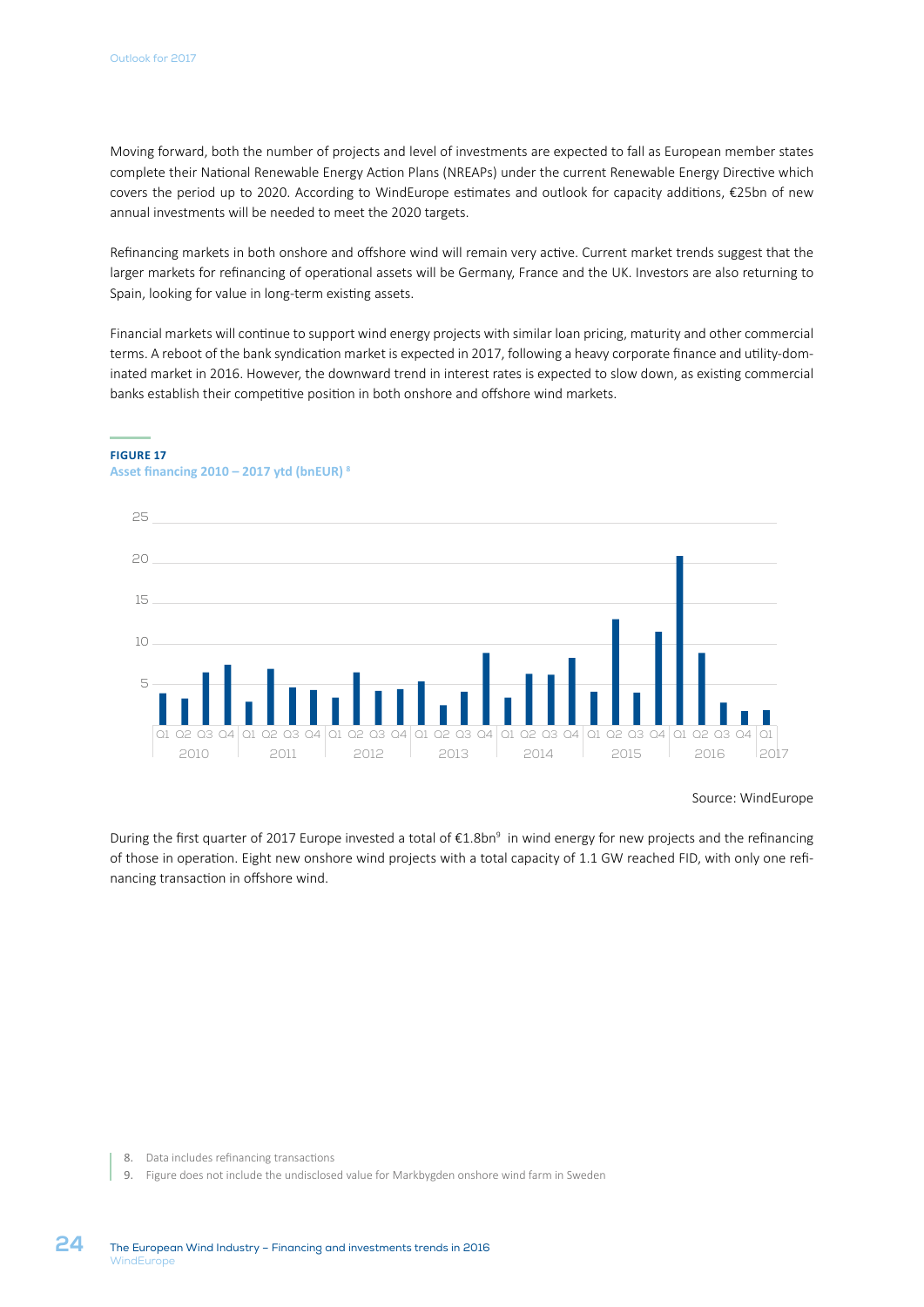Moving forward, both the number of projects and level of investments are expected to fall as European member states complete their National Renewable Energy Action Plans (NREAPs) under the current Renewable Energy Directive which covers the period up to 2020. According to WindEurope estimates and outlook for capacity additions, €25bn of new annual investments will be needed to meet the 2020 targets.

Refinancing markets in both onshore and offshore wind will remain very active. Current market trends suggest that the larger markets for refinancing of operational assets will be Germany, France and the UK. Investors are also returning to Spain, looking for value in long-term existing assets.

Financial markets will continue to support wind energy projects with similar loan pricing, maturity and other commercial terms. A reboot of the bank syndication market is expected in 2017, following a heavy corporate finance and utility-dominated market in 2016. However, the downward trend in interest rates is expected to slow down, as existing commercial banks establish their competitive position in both onshore and offshore wind markets.

**FIGURE 17**
**Asset financing 2010 – 2017 ytd (bnEUR) [8]**

Source: WindEurope

During the first quarter of 2017 Europe invested a total of €1.8bn[9] in wind energy for new projects and the refinancing of those in operation. Eight new onshore wind projects with a total capacity of 1.1 GW reached FID, with only one refinancing transaction in offshore wind.

8. Data includes refinancing transactions
9. Figure does not include the undisclosed value for Markbygden onshore wind farm in Sweden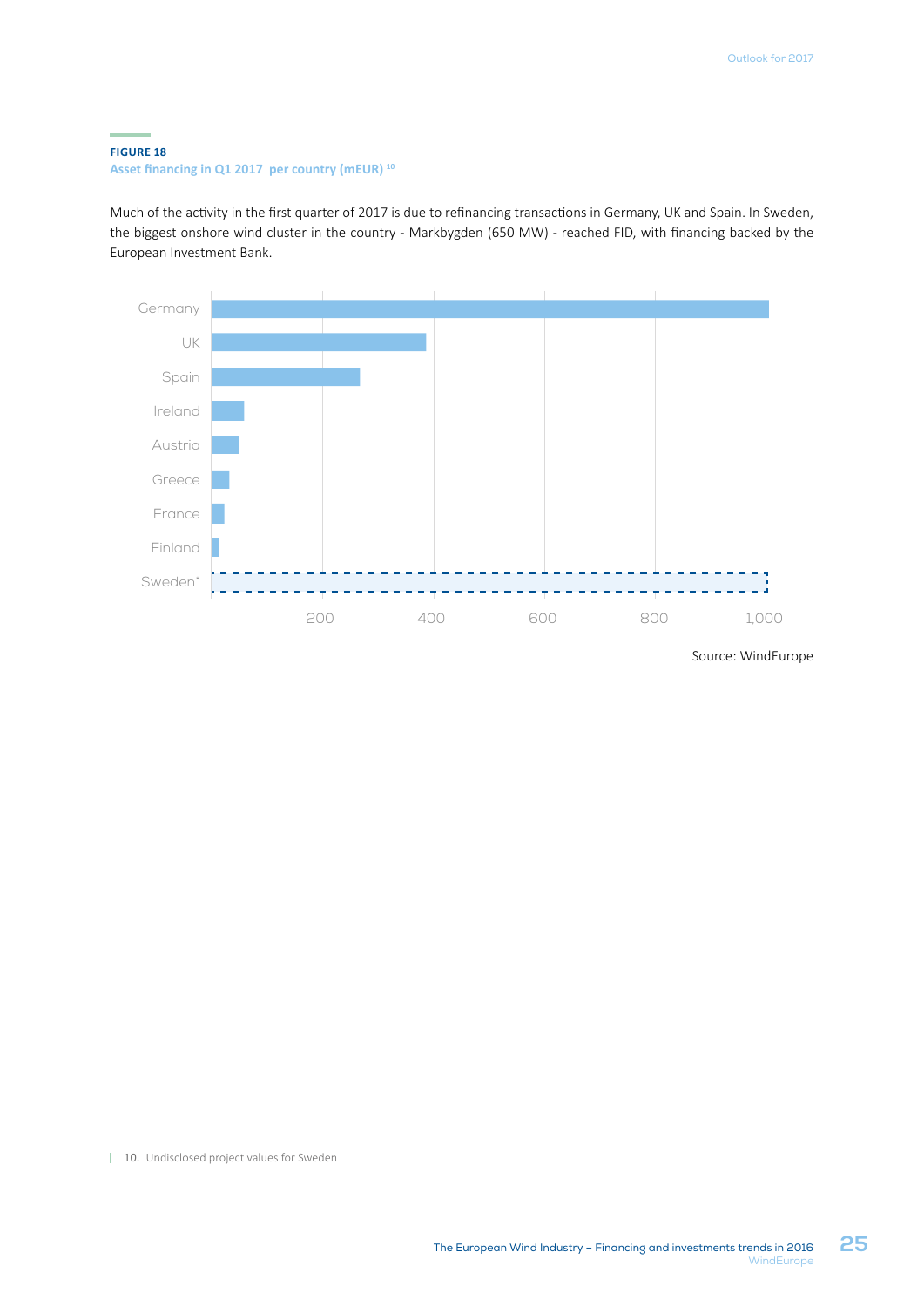**FIGURE 18**
**Asset financing in Q1 2017 per country (mEUR)** [10]

Much of the activity in the first quarter of 2017 is due to refinancing transactions in Germany, UK and Spain. In Sweden, the biggest onshore wind cluster in the country - Markbygden (650 MW) - reached FID, with financing backed by the European Investment Bank.

Germany
UK
Spain
Ireland
Austria
Greece
France
Finland
Sweden*

200 400 600 800 1,000

Source: WindEurope

10. Undisclosed project values for Sweden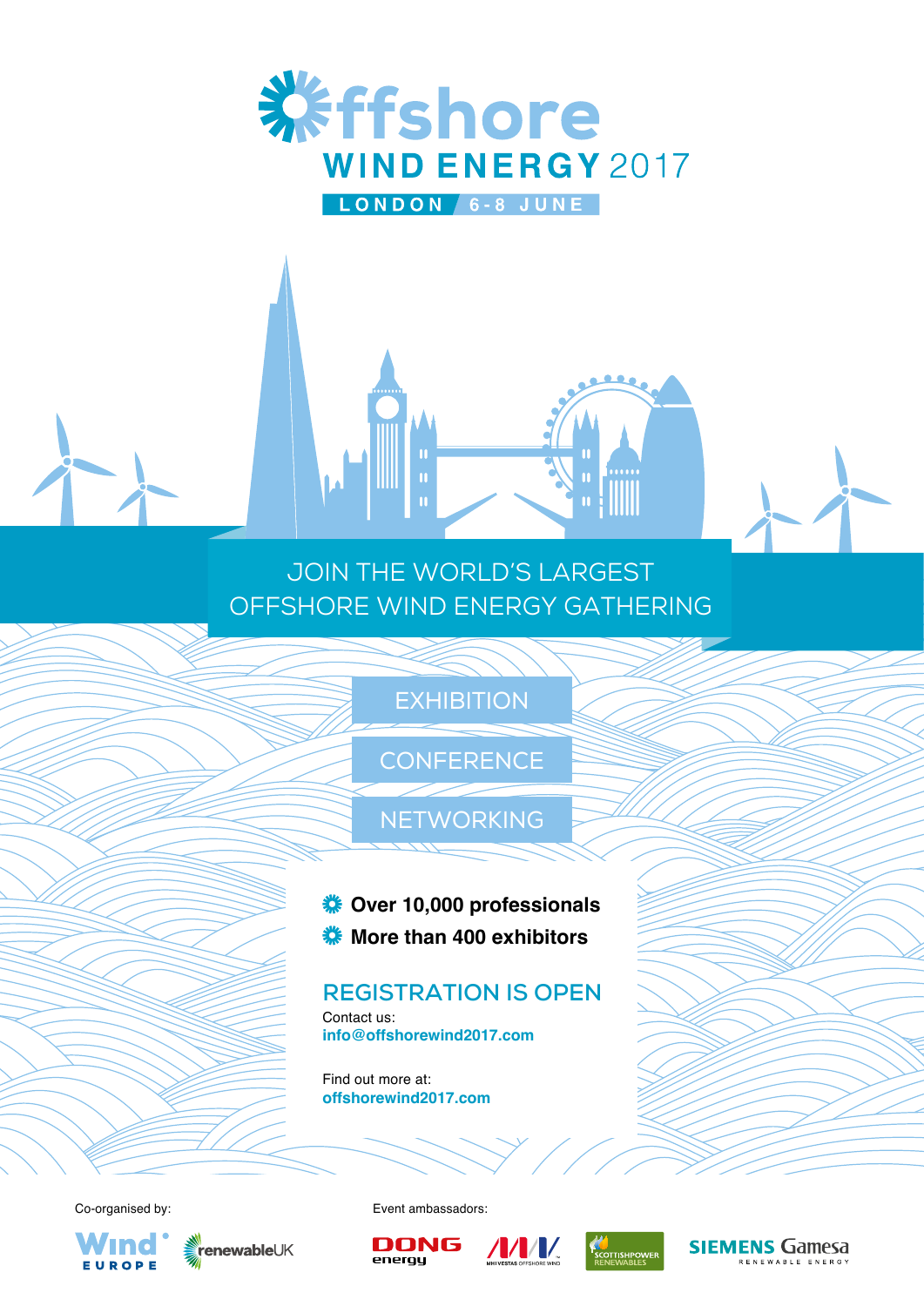# Offshore WIND ENERGY 2017

LONDON 6-8 JUNE

JOIN THE WORLD'S LARGEST OFFSHORE WIND ENERGY GATHERING

EXHIBITION

CONFERENCE

NETWORKING

- **Over 10,000 professionals**
- **More than 400 exhibitors**

## REGISTRATION IS OPEN

Contact us:
**info@offshorewind2017.com**

Find out more at:
**offshorewind2017.com**

Co-organised by: Wind EUROPE, renewableUK

Event ambassadors: DONG energy, MHI VESTAS OFFSHORE WIND, SCOTTISHPOWER RENEWABLES, SIEMENS Gamesa RENEWABLE ENERGY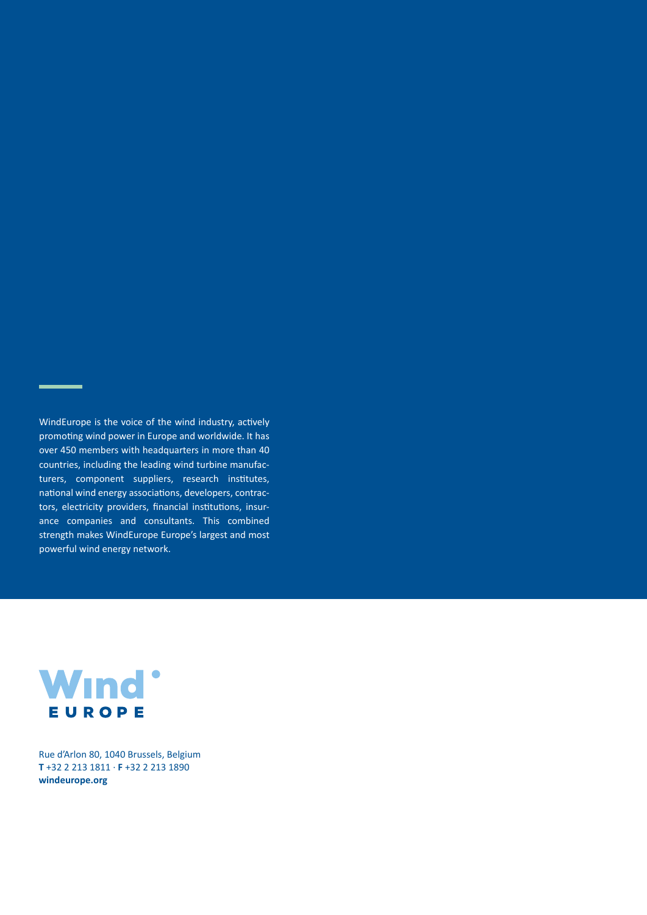WindEurope is the voice of the wind industry, actively promoting wind power in Europe and worldwide. It has over 450 members with headquarters in more than 40 countries, including the leading wind turbine manufacturers, component suppliers, research institutes, national wind energy associations, developers, contractors, electricity providers, financial institutions, insurance companies and consultants. This combined strength makes WindEurope Europe's largest and most powerful wind energy network.

Wind EUROPE

Rue d'Arlon 80, 1040 Brussels, Belgium
**T** +32 2 213 1811 · **F** +32 2 213 1890
**windeurope.org**